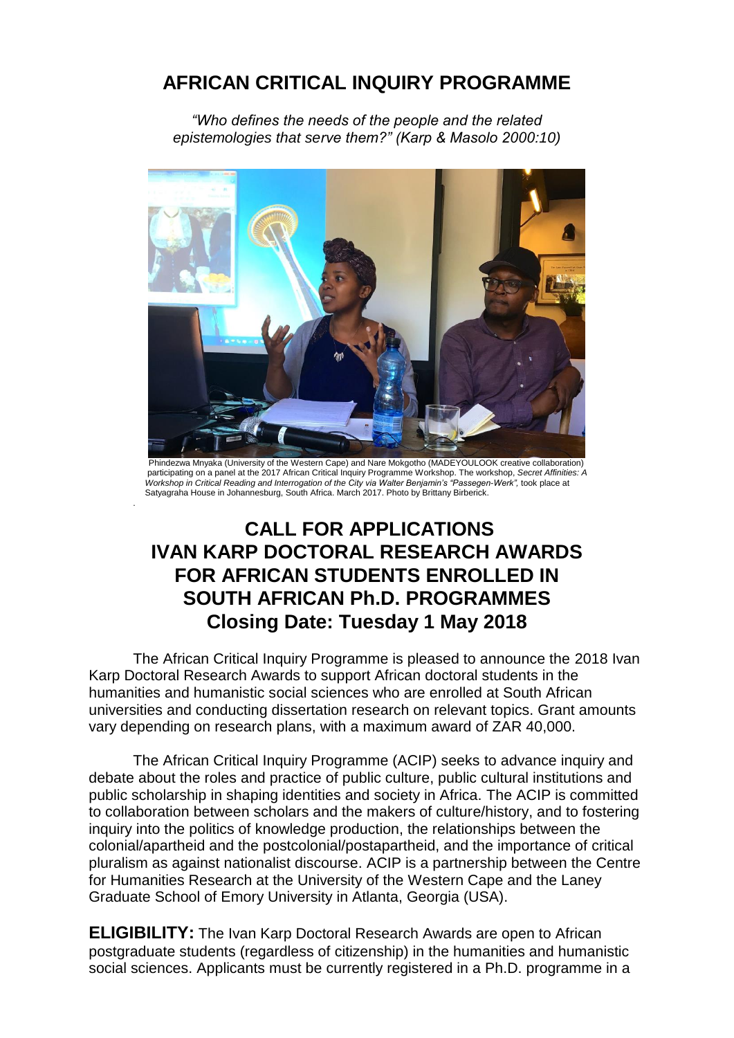# AFRICAN CRITICAL INQUIRY PROGRAMME

*"Who defines the needs of the people and the related epistemologies that serve them?" (Karp & Masolo 2000:10)*

Phindezwa Mnyaka (University of the Western Cape) and Nare Mokgotho (MADEYOULOOK creative collaboration) participating on a panel at the 2017 African Critical Inquiry Programme Workshop. The workshop, *Secret Affinities: A Workshop in Critical Reading and Interrogation of the City via Walter Benjamin's "Passegen-Werk",* took place at Satyagraha House in Johannesburg, South Africa. March 2017. Photo by Brittany Birberick.

## CALL FOR APPLICATIONS
## IVAN KARP DOCTORAL RESEARCH AWARDS FOR AFRICAN STUDENTS ENROLLED IN SOUTH AFRICAN Ph.D. PROGRAMMES
## Closing Date: Tuesday 1 May 2018

The African Critical Inquiry Programme is pleased to announce the 2018 Ivan Karp Doctoral Research Awards to support African doctoral students in the humanities and humanistic social sciences who are enrolled at South African universities and conducting dissertation research on relevant topics. Grant amounts vary depending on research plans, with a maximum award of ZAR 40,000.

The African Critical Inquiry Programme (ACIP) seeks to advance inquiry and debate about the roles and practice of public culture, public cultural institutions and public scholarship in shaping identities and society in Africa. The ACIP is committed to collaboration between scholars and the makers of culture/history, and to fostering inquiry into the politics of knowledge production, the relationships between the colonial/apartheid and the postcolonial/postapartheid, and the importance of critical pluralism as against nationalist discourse. ACIP is a partnership between the Centre for Humanities Research at the University of the Western Cape and the Laney Graduate School of Emory University in Atlanta, Georgia (USA).

**ELIGIBILITY:** The Ivan Karp Doctoral Research Awards are open to African postgraduate students (regardless of citizenship) in the humanities and humanistic social sciences. Applicants must be currently registered in a Ph.D. programme in a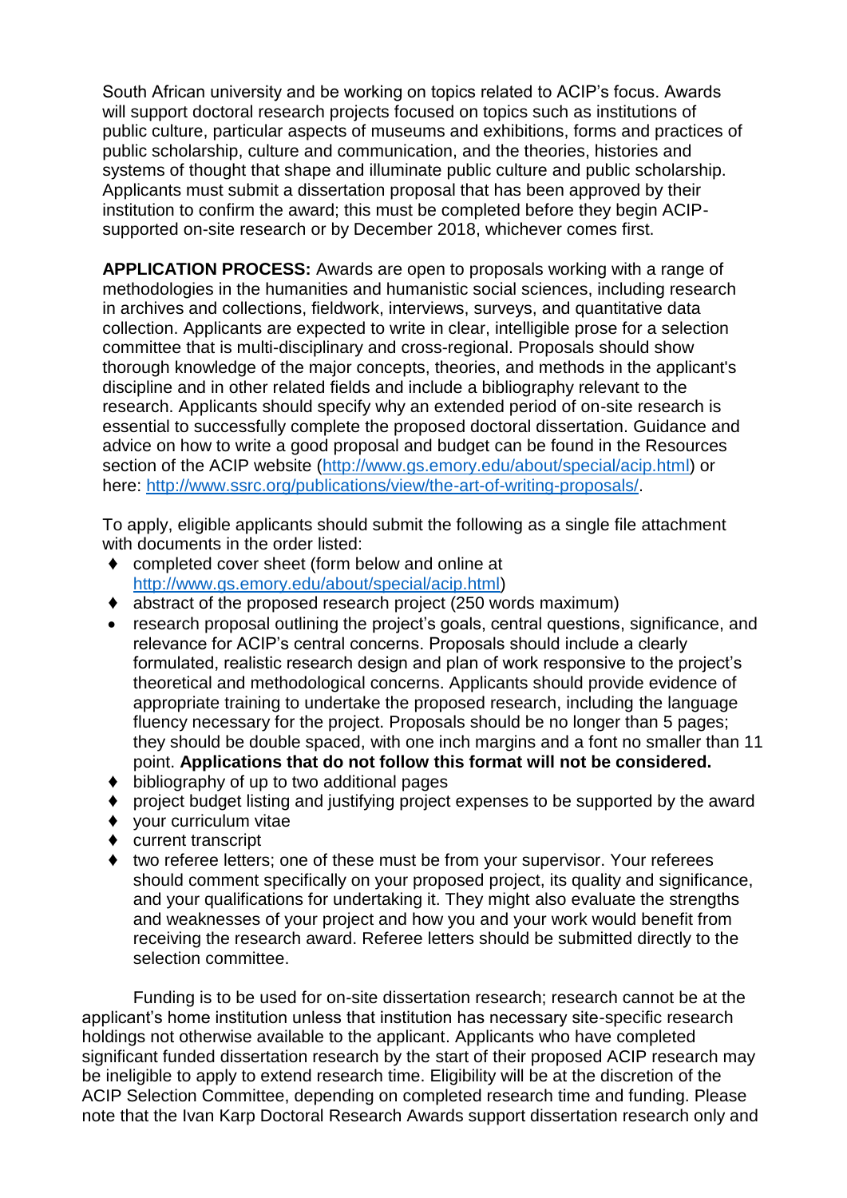South African university and be working on topics related to ACIP's focus. Awards will support doctoral research projects focused on topics such as institutions of public culture, particular aspects of museums and exhibitions, forms and practices of public scholarship, culture and communication, and the theories, histories and systems of thought that shape and illuminate public culture and public scholarship. Applicants must submit a dissertation proposal that has been approved by their institution to confirm the award; this must be completed before they begin ACIP-supported on-site research or by December 2018, whichever comes first.

**APPLICATION PROCESS:** Awards are open to proposals working with a range of methodologies in the humanities and humanistic social sciences, including research in archives and collections, fieldwork, interviews, surveys, and quantitative data collection. Applicants are expected to write in clear, intelligible prose for a selection committee that is multi-disciplinary and cross-regional. Proposals should show thorough knowledge of the major concepts, theories, and methods in the applicant's discipline and in other related fields and include a bibliography relevant to the research. Applicants should specify why an extended period of on-site research is essential to successfully complete the proposed doctoral dissertation. Guidance and advice on how to write a good proposal and budget can be found in the Resources section of the ACIP website (http://www.gs.emory.edu/about/special/acip.html) or here: http://www.ssrc.org/publications/view/the-art-of-writing-proposals/.

To apply, eligible applicants should submit the following as a single file attachment with documents in the order listed:

- completed cover sheet (form below and online at http://www.gs.emory.edu/about/special/acip.html)
- abstract of the proposed research project (250 words maximum)
- research proposal outlining the project's goals, central questions, significance, and relevance for ACIP's central concerns. Proposals should include a clearly formulated, realistic research design and plan of work responsive to the project's theoretical and methodological concerns. Applicants should provide evidence of appropriate training to undertake the proposed research, including the language fluency necessary for the project. Proposals should be no longer than 5 pages; they should be double spaced, with one inch margins and a font no smaller than 11 point. **Applications that do not follow this format will not be considered.**
- bibliography of up to two additional pages
- project budget listing and justifying project expenses to be supported by the award
- your curriculum vitae
- current transcript
- two referee letters; one of these must be from your supervisor. Your referees should comment specifically on your proposed project, its quality and significance, and your qualifications for undertaking it. They might also evaluate the strengths and weaknesses of your project and how you and your work would benefit from receiving the research award. Referee letters should be submitted directly to the selection committee.

Funding is to be used for on-site dissertation research; research cannot be at the applicant's home institution unless that institution has necessary site-specific research holdings not otherwise available to the applicant. Applicants who have completed significant funded dissertation research by the start of their proposed ACIP research may be ineligible to apply to extend research time. Eligibility will be at the discretion of the ACIP Selection Committee, depending on completed research time and funding. Please note that the Ivan Karp Doctoral Research Awards support dissertation research only and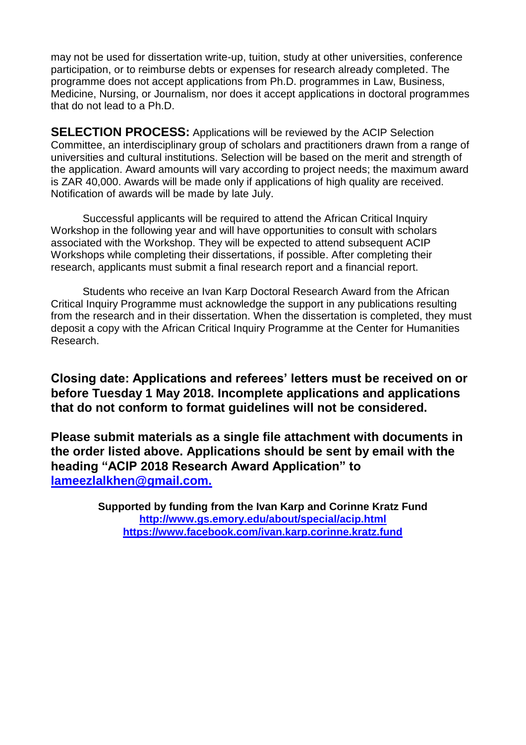may not be used for dissertation write-up, tuition, study at other universities, conference participation, or to reimburse debts or expenses for research already completed. The programme does not accept applications from Ph.D. programmes in Law, Business, Medicine, Nursing, or Journalism, nor does it accept applications in doctoral programmes that do not lead to a Ph.D.

**SELECTION PROCESS:** Applications will be reviewed by the ACIP Selection Committee, an interdisciplinary group of scholars and practitioners drawn from a range of universities and cultural institutions. Selection will be based on the merit and strength of the application. Award amounts will vary according to project needs; the maximum award is ZAR 40,000. Awards will be made only if applications of high quality are received. Notification of awards will be made by late July.

Successful applicants will be required to attend the African Critical Inquiry Workshop in the following year and will have opportunities to consult with scholars associated with the Workshop. They will be expected to attend subsequent ACIP Workshops while completing their dissertations, if possible. After completing their research, applicants must submit a final research report and a financial report.

Students who receive an Ivan Karp Doctoral Research Award from the African Critical Inquiry Programme must acknowledge the support in any publications resulting from the research and in their dissertation. When the dissertation is completed, they must deposit a copy with the African Critical Inquiry Programme at the Center for Humanities Research.

**Closing date: Applications and referees' letters must be received on or before Tuesday 1 May 2018. Incomplete applications and applications that do not conform to format guidelines will not be considered.**

**Please submit materials as a single file attachment with documents in the order listed above. Applications should be sent by email with the heading "ACIP 2018 Research Award Application" to [lameezlalkhen@gmail.com.](mailto:lameezlalkhen@gmail.com)**

**Supported by funding from the Ivan Karp and Corinne Kratz Fund**
**http://www.gs.emory.edu/about/special/acip.html**
**https://www.facebook.com/ivan.karp.corinne.kratz.fund**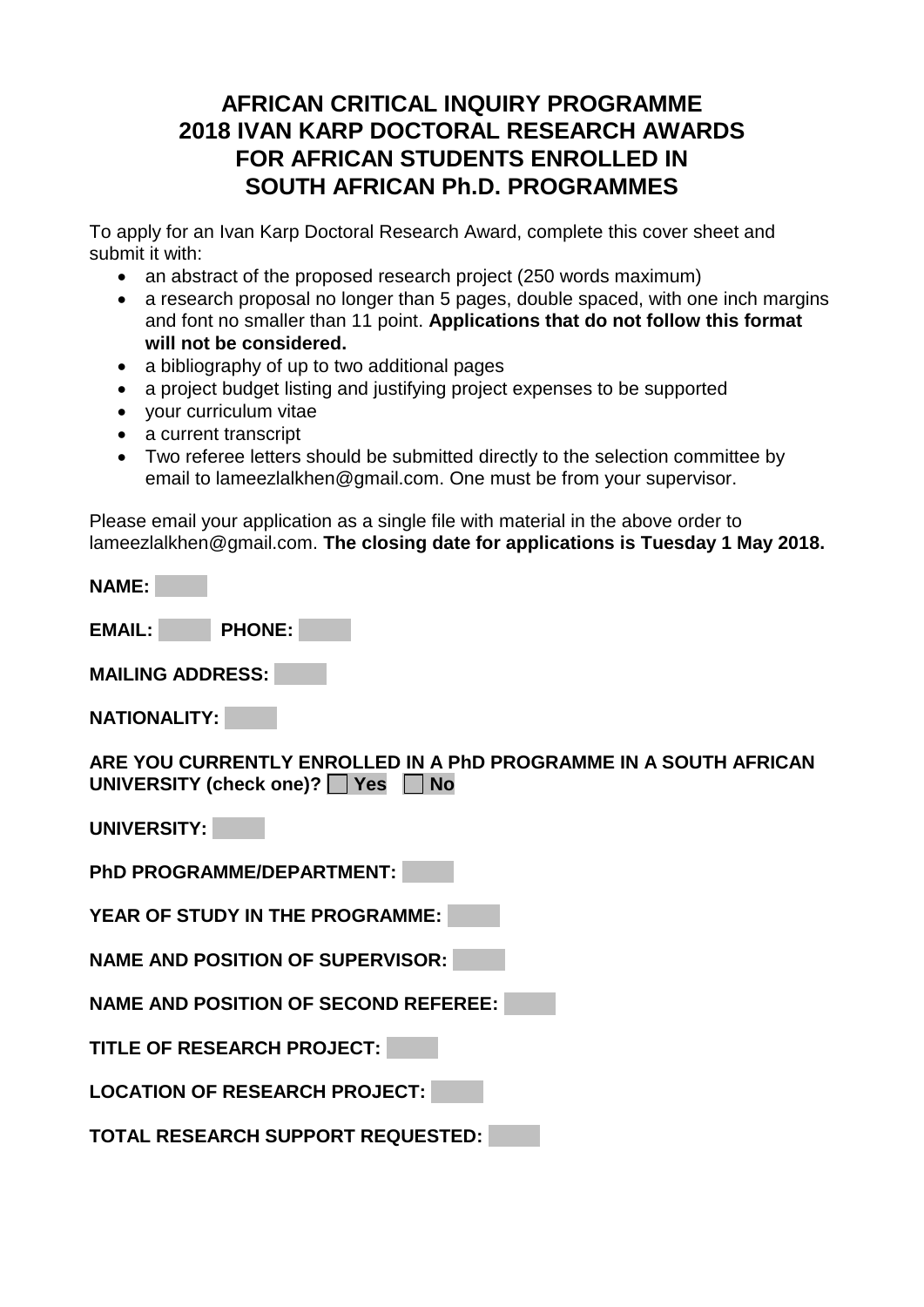# AFRICAN CRITICAL INQUIRY PROGRAMME
# 2018 IVAN KARP DOCTORAL RESEARCH AWARDS
# FOR AFRICAN STUDENTS ENROLLED IN
# SOUTH AFRICAN Ph.D. PROGRAMMES

To apply for an Ivan Karp Doctoral Research Award, complete this cover sheet and submit it with:

- an abstract of the proposed research project (250 words maximum)
- a research proposal no longer than 5 pages, double spaced, with one inch margins and font no smaller than 11 point. **Applications that do not follow this format will not be considered.**
- a bibliography of up to two additional pages
- a project budget listing and justifying project expenses to be supported
- your curriculum vitae
- a current transcript
- Two referee letters should be submitted directly to the selection committee by email to lameezlalkhen@gmail.com. One must be from your supervisor.

Please email your application as a single file with material in the above order to lameezlalkhen@gmail.com. **The closing date for applications is Tuesday 1 May 2018.**

**NAME:**

**EMAIL:** **PHONE:**

**MAILING ADDRESS:**

**NATIONALITY:**

**ARE YOU CURRENTLY ENROLLED IN A PhD PROGRAMME IN A SOUTH AFRICAN UNIVERSITY (check one)?** ☐ **Yes** ☐ **No**

**UNIVERSITY:**

**PhD PROGRAMME/DEPARTMENT:**

**YEAR OF STUDY IN THE PROGRAMME:**

**NAME AND POSITION OF SUPERVISOR:**

**NAME AND POSITION OF SECOND REFEREE:**

**TITLE OF RESEARCH PROJECT:**

**LOCATION OF RESEARCH PROJECT:**

**TOTAL RESEARCH SUPPORT REQUESTED:**